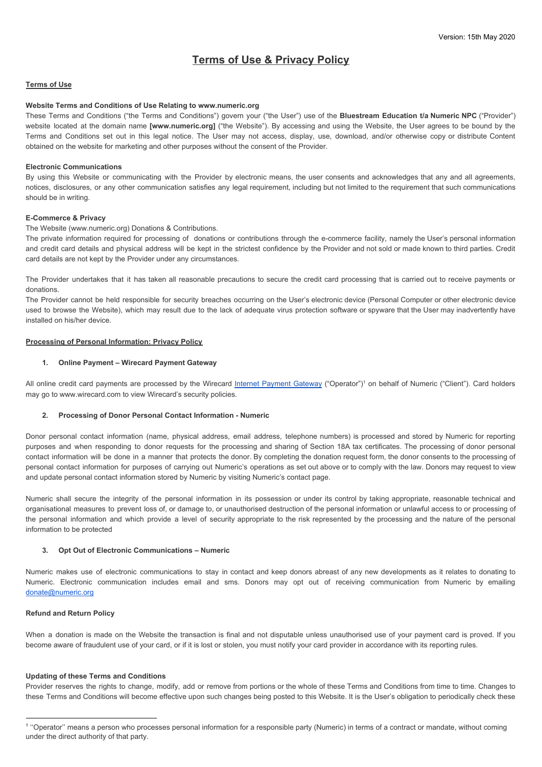Version: 15th May 2020

# Terms of Use & Privacy Policy

## Terms of Use

### Website Terms and Conditions of Use Relating to www.numeric.org

These Terms and Conditions ("the Terms and Conditions") govern your ("the User") use of the **Bluestream Education t/a Numeric NPC** ("Provider") website located at the domain name **[www.numeric.org]** ("the Website"). By accessing and using the Website, the User agrees to be bound by the Terms and Conditions set out in this legal notice. The User may not access, display, use, download, and/or otherwise copy or distribute Content obtained on the website for marketing and other purposes without the consent of the Provider.

### Electronic Communications

By using this Website or communicating with the Provider by electronic means, the user consents and acknowledges that any and all agreements, notices, disclosures, or any other communication satisfies any legal requirement, including but not limited to the requirement that such communications should be in writing.

### E-Commerce & Privacy

The Website (www.numeric.org) Donations & Contributions.

The private information required for processing of donations or contributions through the e-commerce facility, namely the User's personal information and credit card details and physical address will be kept in the strictest confidence by the Provider and not sold or made known to third parties. Credit card details are not kept by the Provider under any circumstances.

The Provider undertakes that it has taken all reasonable precautions to secure the credit card processing that is carried out to receive payments or donations.

The Provider cannot be held responsible for security breaches occurring on the User's electronic device (Personal Computer or other electronic device used to browse the Website), which may result due to the lack of adequate virus protection software or spyware that the User may inadvertently have installed on his/her device.

## Processing of Personal Information: Privacy Policy

### 1. Online Payment – Wirecard Payment Gateway

All online credit card payments are processed by the Wirecard Internet Payment Gateway ("Operator")[1] on behalf of Numeric ("Client"). Card holders may go to www.wirecard.com to view Wirecard's security policies.

### 2. Processing of Donor Personal Contact Information - Numeric

Donor personal contact information (name, physical address, email address, telephone numbers) is processed and stored by Numeric for reporting purposes and when responding to donor requests for the processing and sharing of Section 18A tax certificates. The processing of donor personal contact information will be done in a manner that protects the donor. By completing the donation request form, the donor consents to the processing of personal contact information for purposes of carrying out Numeric's operations as set out above or to comply with the law. Donors may request to view and update personal contact information stored by Numeric by visiting Numeric's contact page.

Numeric shall secure the integrity of the personal information in its possession or under its control by taking appropriate, reasonable technical and organisational measures to prevent loss of, or damage to, or unauthorised destruction of the personal information or unlawful access to or processing of the personal information and which provide a level of security appropriate to the risk represented by the processing and the nature of the personal information to be protected

### 3. Opt Out of Electronic Communications – Numeric

Numeric makes use of electronic communications to stay in contact and keep donors abreast of any new developments as it relates to donating to Numeric. Electronic communication includes email and sms. Donors may opt out of receiving communication from Numeric by emailing donate@numeric.org

### Refund and Return Policy

When a donation is made on the Website the transaction is final and not disputable unless unauthorised use of your payment card is proved. If you become aware of fraudulent use of your card, or if it is lost or stolen, you must notify your card provider in accordance with its reporting rules.

### Updating of these Terms and Conditions

Provider reserves the rights to change, modify, add or remove from portions or the whole of these Terms and Conditions from time to time. Changes to these Terms and Conditions will become effective upon such changes being posted to this Website. It is the User's obligation to periodically check these

[1] "Operator" means a person who processes personal information for a responsible party (Numeric) in terms of a contract or mandate, without coming under the direct authority of that party.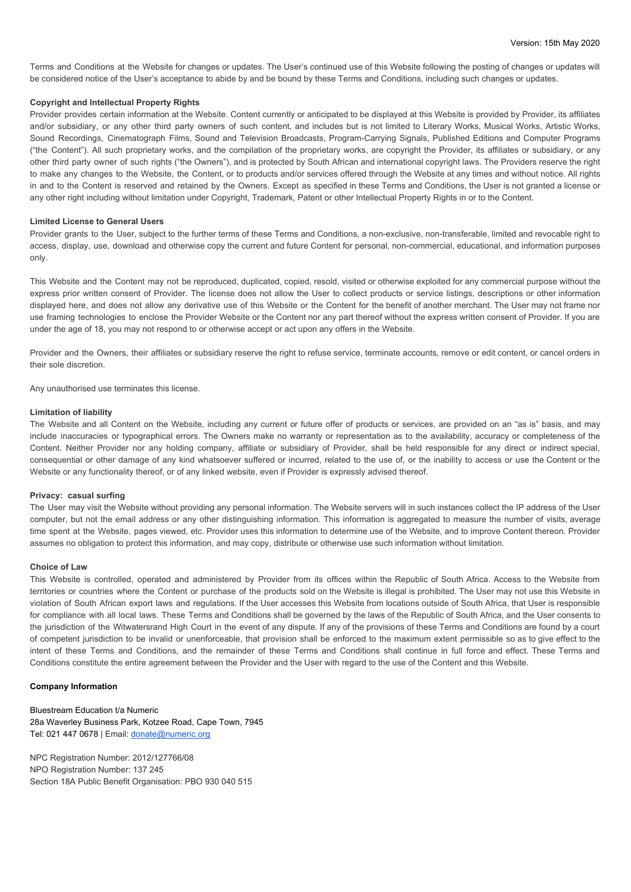Terms and Conditions at the Website for changes or updates. The User's continued use of this Website following the posting of changes or updates will be considered notice of the User's acceptance to abide by and be bound by these Terms and Conditions, including such changes or updates.

**Copyright and Intellectual Property Rights**

Provider provides certain information at the Website. Content currently or anticipated to be displayed at this Website is provided by Provider, its affiliates and/or subsidiary, or any other third party owners of such content, and includes but is not limited to Literary Works, Musical Works, Artistic Works, Sound Recordings, Cinematograph Films, Sound and Television Broadcasts, Program-Carrying Signals, Published Editions and Computer Programs ("the Content"). All such proprietary works, and the compilation of the proprietary works, are copyright the Provider, its affiliates or subsidiary, or any other third party owner of such rights ("the Owners"), and is protected by South African and international copyright laws. The Providers reserve the right to make any changes to the Website, the Content, or to products and/or services offered through the Website at any times and without notice. All rights in and to the Content is reserved and retained by the Owners. Except as specified in these Terms and Conditions, the User is not granted a license or any other right including without limitation under Copyright, Trademark, Patent or other Intellectual Property Rights in or to the Content.

**Limited License to General Users**

Provider grants to the User, subject to the further terms of these Terms and Conditions, a non-exclusive, non-transferable, limited and revocable right to access, display, use, download and otherwise copy the current and future Content for personal, non-commercial, educational, and information purposes only.

This Website and the Content may not be reproduced, duplicated, copied, resold, visited or otherwise exploited for any commercial purpose without the express prior written consent of Provider. The license does not allow the User to collect products or service listings, descriptions or other information displayed here, and does not allow any derivative use of this Website or the Content for the benefit of another merchant. The User may not frame nor use framing technologies to enclose the Provider Website or the Content nor any part thereof without the express written consent of Provider. If you are under the age of 18, you may not respond to or otherwise accept or act upon any offers in the Website.

Provider and the Owners, their affiliates or subsidiary reserve the right to refuse service, terminate accounts, remove or edit content, or cancel orders in their sole discretion.

Any unauthorised use terminates this license.

**Limitation of liability**

The Website and all Content on the Website, including any current or future offer of products or services, are provided on an "as is" basis, and may include inaccuracies or typographical errors. The Owners make no warranty or representation as to the availability, accuracy or completeness of the Content. Neither Provider nor any holding company, affiliate or subsidiary of Provider, shall be held responsible for any direct or indirect special, consequential or other damage of any kind whatsoever suffered or incurred, related to the use of, or the inability to access or use the Content or the Website or any functionality thereof, or of any linked website, even if Provider is expressly advised thereof.

**Privacy: casual surfing**

The User may visit the Website without providing any personal information. The Website servers will in such instances collect the IP address of the User computer, but not the email address or any other distinguishing information. This information is aggregated to measure the number of visits, average time spent at the Website, pages viewed, etc. Provider uses this information to determine use of the Website, and to improve Content thereon. Provider assumes no obligation to protect this information, and may copy, distribute or otherwise use such information without limitation.

**Choice of Law**

This Website is controlled, operated and administered by Provider from its offices within the Republic of South Africa. Access to the Website from territories or countries where the Content or purchase of the products sold on the Website is illegal is prohibited. The User may not use this Website in violation of South African export laws and regulations. If the User accesses this Website from locations outside of South Africa, that User is responsible for compliance with all local laws. These Terms and Conditions shall be governed by the laws of the Republic of South Africa, and the User consents to the jurisdiction of the Witwatersrand High Court in the event of any dispute. If any of the provisions of these Terms and Conditions are found by a court of competent jurisdiction to be invalid or unenforceable, that provision shall be enforced to the maximum extent permissible so as to give effect to the intent of these Terms and Conditions, and the remainder of these Terms and Conditions shall continue in full force and effect. These Terms and Conditions constitute the entire agreement between the Provider and the User with regard to the use of the Content and this Website.

**Company Information**

Bluestream Education t/a Numeric
28a Waverley Business Park, Kotzee Road, Cape Town, 7945
Tel: 021 447 0678 | Email: donate@numeric.org

NPC Registration Number: 2012/127766/08
NPO Registration Number: 137 245
Section 18A Public Benefit Organisation: PBO 930 040 515